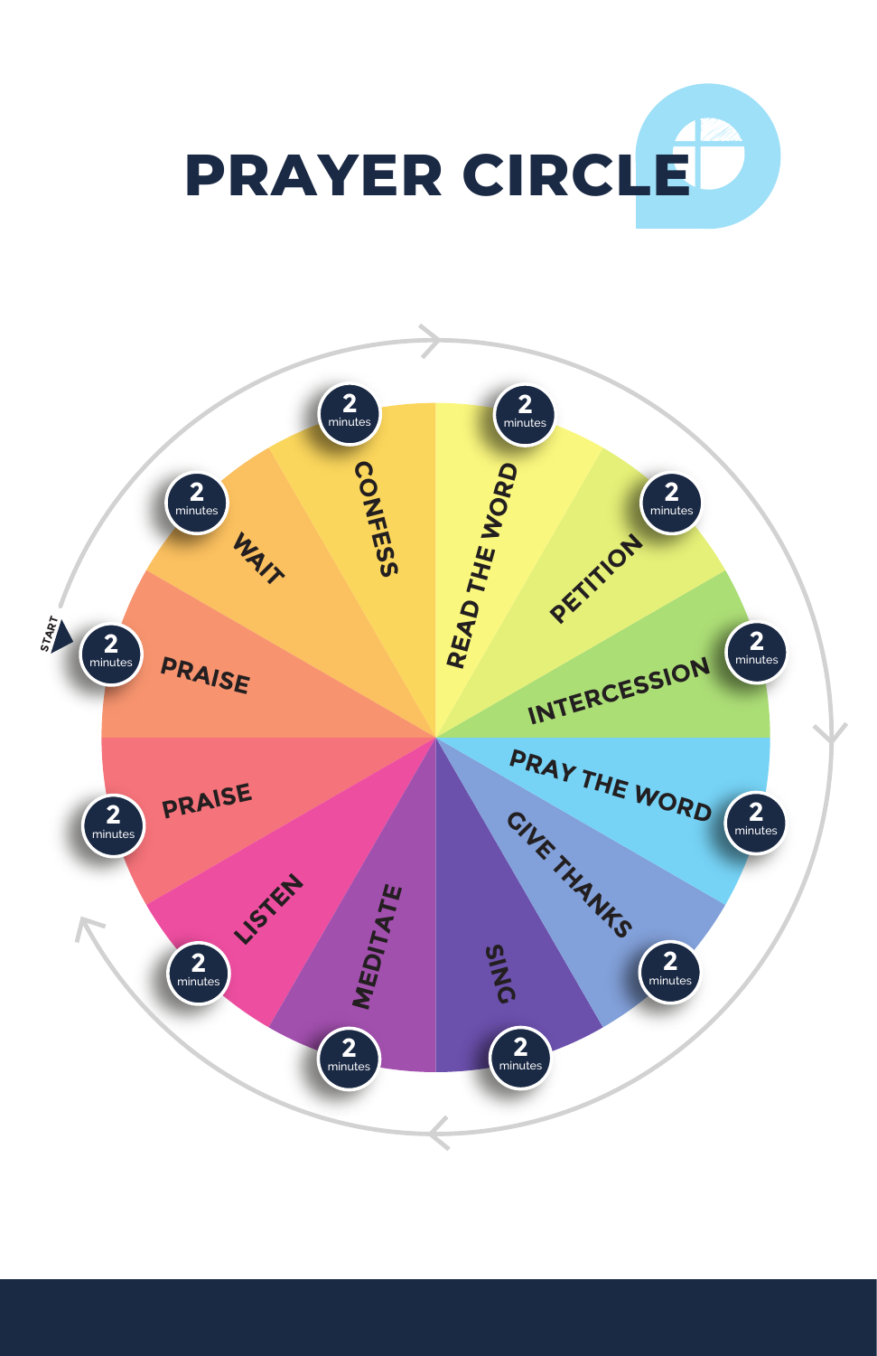# PRAYER CIRCLE

START

- PRAISE — 2 minutes
- WAIT — 2 minutes
- CONFESS — 2 minutes
- READ THE WORD — 2 minutes
- PETITION — 2 minutes
- INTERCESSION — 2 minutes
- PRAY THE WORD — 2 minutes
- GIVE THANKS — 2 minutes
- SING — 2 minutes
- MEDITATE — 2 minutes
- LISTEN — 2 minutes
- PRAISE — 2 minutes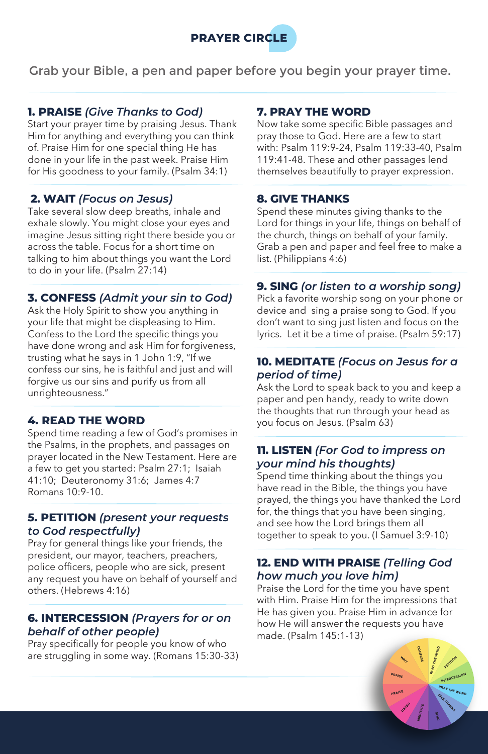# PRAYER CIRCLE

Grab your Bible, a pen and paper before you begin your prayer time.

## 1. PRAISE *(Give Thanks to God)*

Start your prayer time by praising Jesus. Thank Him for anything and everything you can think of. Praise Him for one special thing He has done in your life in the past week. Praise Him for His goodness to your family. (Psalm 34:1)

## 2. WAIT *(Focus on Jesus)*

Take several slow deep breaths, inhale and exhale slowly. You might close your eyes and imagine Jesus sitting right there beside you or across the table. Focus for a short time on talking to him about things you want the Lord to do in your life. (Psalm 27:14)

## 3. CONFESS *(Admit your sin to God)*

Ask the Holy Spirit to show you anything in your life that might be displeasing to Him. Confess to the Lord the specific things you have done wrong and ask Him for forgiveness, trusting what he says in 1 John 1:9, "If we confess our sins, he is faithful and just and will forgive us our sins and purify us from all unrighteousness."

## 4. READ THE WORD

Spend time reading a few of God's promises in the Psalms, in the prophets, and passages on prayer located in the New Testament. Here are a few to get you started: Psalm 27:1; Isaiah 41:10; Deuteronomy 31:6; James 4:7 Romans 10:9-10.

## 5. PETITION *(present your requests to God respectfully)*

Pray for general things like your friends, the president, our mayor, teachers, preachers, police officers, people who are sick, present any request you have on behalf of yourself and others. (Hebrews 4:16)

## 6. INTERCESSION *(Prayers for or on behalf of other people)*

Pray specifically for people you know of who are struggling in some way. (Romans 15:30-33)

## 7. PRAY THE WORD

Now take some specific Bible passages and pray those to God. Here are a few to start with: Psalm 119:9-24, Psalm 119:33-40, Psalm 119:41-48. These and other passages lend themselves beautifully to prayer expression.

## 8. GIVE THANKS

Spend these minutes giving thanks to the Lord for things in your life, things on behalf of the church, things on behalf of your family. Grab a pen and paper and feel free to make a list. (Philippians 4:6)

## 9. SING *(or listen to a worship song)*

Pick a favorite worship song on your phone or device and sing a praise song to God. If you don't want to sing just listen and focus on the lyrics. Let it be a time of praise. (Psalm 59:17)

## 10. MEDITATE *(Focus on Jesus for a period of time)*

Ask the Lord to speak back to you and keep a paper and pen handy, ready to write down the thoughts that run through your head as you focus on Jesus. (Psalm 63)

## 11. LISTEN *(For God to impress on your mind his thoughts)*

Spend time thinking about the things you have read in the Bible, the things you have prayed, the things you have thanked the Lord for, the things that you have been singing, and see how the Lord brings them all together to speak to you. (I Samuel 3:9-10)

## 12. END WITH PRAISE *(Telling God how much you love him)*

Praise the Lord for the time you have spent with Him. Praise Him for the impressions that He has given you. Praise Him in advance for how He will answer the requests you have made. (Psalm 145:1-13)

WAIT
CONFESS
READ THE WORD
PETITION
INTERCESSION
PRAY THE WORD
GIVE THANKS
SING
MEDITATE
LISTEN
PRAISE
PRAISE